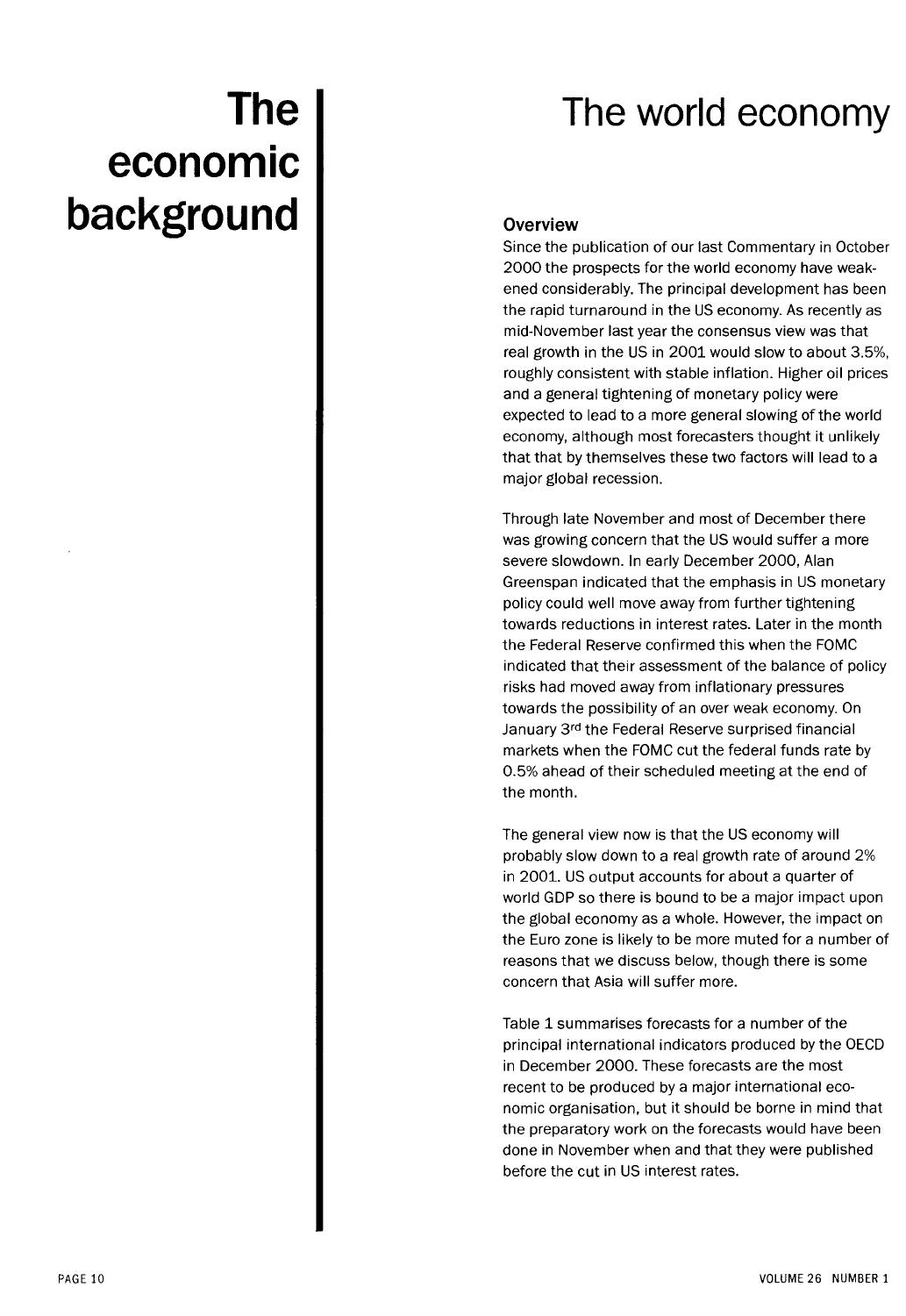# The economic background

## The world economy

### Overview

Since the publication of our last Commentary in October 2000 the prospects for the world economy have weakened considerably. The principal development has been the rapid turnaround in the US economy. As recently as mid-November last year the consensus view was that real growth in the US in 2001 would slow to about 3.5%, roughly consistent with stable inflation. Higher oil prices and a general tightening of monetary policy were expected to lead to a more general slowing of the world economy, although most forecasters thought it unlikely that that by themselves these two factors will lead to a major global recession.

Through late November and most of December there was growing concern that the US would suffer a more severe slowdown. In early December 2000, Alan Greenspan indicated that the emphasis in US monetary policy could well move away from further tightening towards reductions in interest rates. Later in the month the Federal Reserve confirmed this when the FOMC indicated that their assessment of the balance of policy risks had moved away from inflationary pressures towards the possibility of an over weak economy. On January 3rd the Federal Reserve surprised financial markets when the FOMC cut the federal funds rate by 0.5% ahead of their scheduled meeting at the end of the month.

The general view now is that the US economy will probably slow down to a real growth rate of around 2% in 2001. US output accounts for about a quarter of world GDP so there is bound to be a major impact upon the global economy as a whole. However, the impact on the Euro zone is likely to be more muted for a number of reasons that we discuss below, though there is some concern that Asia will suffer more.

Table 1 summarises forecasts for a number of the principal international indicators produced by the OECD in December 2000. These forecasts are the most recent to be produced by a major international economic organisation, but it should be borne in mind that the preparatory work on the forecasts would have been done in November when and that they were published before the cut in US interest rates.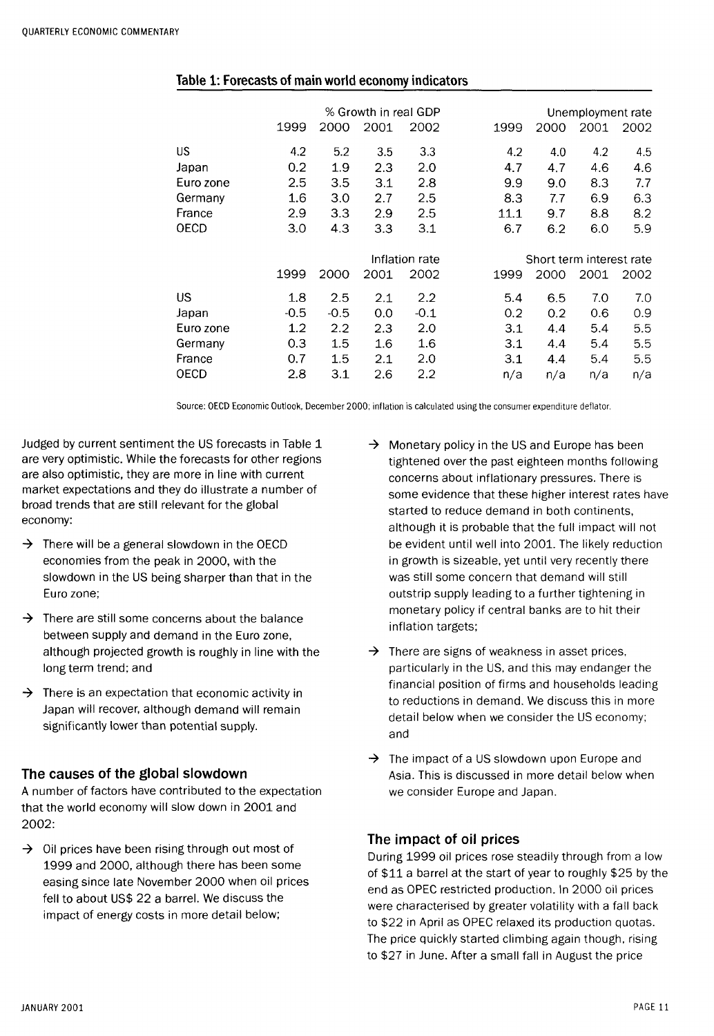### Table 1: Forecasts of main world economy indicators

| | % Growth in real GDP | | | | Unemployment rate | | | |
|---|---|---|---|---|---|---|---|---|
| | 1999 | 2000 | 2001 | 2002 | 1999 | 2000 | 2001 | 2002 |
| US | 4.2 | 5.2 | 3.5 | 3.3 | 4.2 | 4.0 | 4.2 | 4.5 |
| Japan | 0.2 | 1.9 | 2.3 | 2.0 | 4.7 | 4.7 | 4.6 | 4.6 |
| Euro zone | 2.5 | 3.5 | 3.1 | 2.8 | 9.9 | 9.0 | 8.3 | 7.7 |
| Germany | 1.6 | 3.0 | 2.7 | 2.5 | 8.3 | 7.7 | 6.9 | 6.3 |
| France | 2.9 | 3.3 | 2.9 | 2.5 | 11.1 | 9.7 | 8.8 | 8.2 |
| OECD | 3.0 | 4.3 | 3.3 | 3.1 | 6.7 | 6.2 | 6.0 | 5.9 |
| | **Inflation rate** | | | | **Short term interest rate** | | | |
| | 1999 | 2000 | 2001 | 2002 | 1999 | 2000 | 2001 | 2002 |
| US | 1.8 | 2.5 | 2.1 | 2.2 | 5.4 | 6.5 | 7.0 | 7.0 |
| Japan | -0.5 | -0.5 | 0.0 | -0.1 | 0.2 | 0.2 | 0.6 | 0.9 |
| Euro zone | 1.2 | 2.2 | 2.3 | 2.0 | 3.1 | 4.4 | 5.4 | 5.5 |
| Germany | 0.3 | 1.5 | 1.6 | 1.6 | 3.1 | 4.4 | 5.4 | 5.5 |
| France | 0.7 | 1.5 | 2.1 | 2.0 | 3.1 | 4.4 | 5.4 | 5.5 |
| OECD | 2.8 | 3.1 | 2.6 | 2.2 | n/a | n/a | n/a | n/a |

Source: OECD Economic Outlook, December 2000; inflation is calculated using the consumer expenditure deflator.

Judged by current sentiment the US forecasts in Table 1 are very optimistic. While the forecasts for other regions are also optimistic, they are more in line with current market expectations and they do illustrate a number of broad trends that are still relevant for the global economy:

- There will be a general slowdown in the OECD economies from the peak in 2000, with the slowdown in the US being sharper than that in the Euro zone;
- There are still some concerns about the balance between supply and demand in the Euro zone, although projected growth is roughly in line with the long term trend; and
- There is an expectation that economic activity in Japan will recover, although demand will remain significantly lower than potential supply.

## The causes of the global slowdown

A number of factors have contributed to the expectation that the world economy will slow down in 2001 and 2002:

- Oil prices have been rising through out most of 1999 and 2000, although there has been some easing since late November 2000 when oil prices fell to about US$ 22 a barrel. We discuss the impact of energy costs in more detail below;
- Monetary policy in the US and Europe has been tightened over the past eighteen months following concerns about inflationary pressures. There is some evidence that these higher interest rates have started to reduce demand in both continents, although it is probable that the full impact will not be evident until well into 2001. The likely reduction in growth is sizeable, yet until very recently there was still some concern that demand will still outstrip supply leading to a further tightening in monetary policy if central banks are to hit their inflation targets;
- There are signs of weakness in asset prices, particularly in the US, and this may endanger the financial position of firms and households leading to reductions in demand. We discuss this in more detail below when we consider the US economy; and
- The impact of a US slowdown upon Europe and Asia. This is discussed in more detail below when we consider Europe and Japan.

## The impact of oil prices

During 1999 oil prices rose steadily through from a low of $11 a barrel at the start of year to roughly $25 by the end as OPEC restricted production. In 2000 oil prices were characterised by greater volatility with a fall back to $22 in April as OPEC relaxed its production quotas. The price quickly started climbing again though, rising to $27 in June. After a small fall in August the price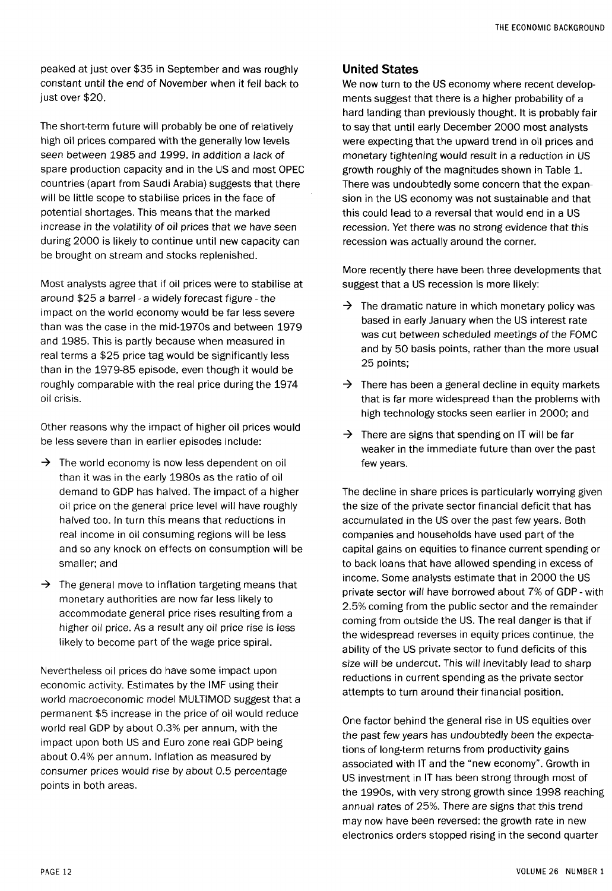peaked at just over $35 in September and was roughly constant until the end of November when it fell back to just over $20.

The short-term future will probably be one of relatively high oil prices compared with the generally low levels seen between 1985 and 1999. In addition a lack of spare production capacity and in the US and most OPEC countries (apart from Saudi Arabia) suggests that there will be little scope to stabilise prices in the face of potential shortages. This means that the marked increase in the volatility of oil prices that we have seen during 2000 is likely to continue until new capacity can be brought on stream and stocks replenished.

Most analysts agree that if oil prices were to stabilise at around $25 a barrel - a widely forecast figure - the impact on the world economy would be far less severe than was the case in the mid-1970s and between 1979 and 1985. This is partly because when measured in real terms a $25 price tag would be significantly less than in the 1979-85 episode, even though it would be roughly comparable with the real price during the 1974 oil crisis.

Other reasons why the impact of higher oil prices would be less severe than in earlier episodes include:

- The world economy is now less dependent on oil than it was in the early 1980s as the ratio of oil demand to GDP has halved. The impact of a higher oil price on the general price level will have roughly halved too. In turn this means that reductions in real income in oil consuming regions will be less and so any knock on effects on consumption will be smaller; and
- The general move to inflation targeting means that monetary authorities are now far less likely to accommodate general price rises resulting from a higher oil price. As a result any oil price rise is less likely to become part of the wage price spiral.

Nevertheless oil prices do have some impact upon economic activity. Estimates by the IMF using their world macroeconomic model MULTIMOD suggest that a permanent $5 increase in the price of oil would reduce world real GDP by about 0.3% per annum, with the impact upon both US and Euro zone real GDP being about 0.4% per annum. Inflation as measured by consumer prices would rise by about 0.5 percentage points in both areas.

## United States

We now turn to the US economy where recent developments suggest that there is a higher probability of a hard landing than previously thought. It is probably fair to say that until early December 2000 most analysts were expecting that the upward trend in oil prices and monetary tightening would result in a reduction in US growth roughly of the magnitudes shown in Table 1. There was undoubtedly some concern that the expansion in the US economy was not sustainable and that this could lead to a reversal that would end in a US recession. Yet there was no strong evidence that this recession was actually around the corner.

More recently there have been three developments that suggest that a US recession is more likely:

- The dramatic nature in which monetary policy was based in early January when the US interest rate was cut between scheduled meetings of the FOMC and by 50 basis points, rather than the more usual 25 points;
- There has been a general decline in equity markets that is far more widespread than the problems with high technology stocks seen earlier in 2000; and
- There are signs that spending on IT will be far weaker in the immediate future than over the past few years.

The decline in share prices is particularly worrying given the size of the private sector financial deficit that has accumulated in the US over the past few years. Both companies and households have used part of the capital gains on equities to finance current spending or to back loans that have allowed spending in excess of income. Some analysts estimate that in 2000 the US private sector will have borrowed about 7% of GDP - with 2.5% coming from the public sector and the remainder coming from outside the US. The real danger is that if the widespread reverses in equity prices continue, the ability of the US private sector to fund deficits of this size will be undercut. This will inevitably lead to sharp reductions in current spending as the private sector attempts to turn around their financial position.

One factor behind the general rise in US equities over the past few years has undoubtedly been the expectations of long-term returns from productivity gains associated with IT and the "new economy". Growth in US investment in IT has been strong through most of the 1990s, with very strong growth since 1998 reaching annual rates of 25%. There are signs that this trend may now have been reversed: the growth rate in new electronics orders stopped rising in the second quarter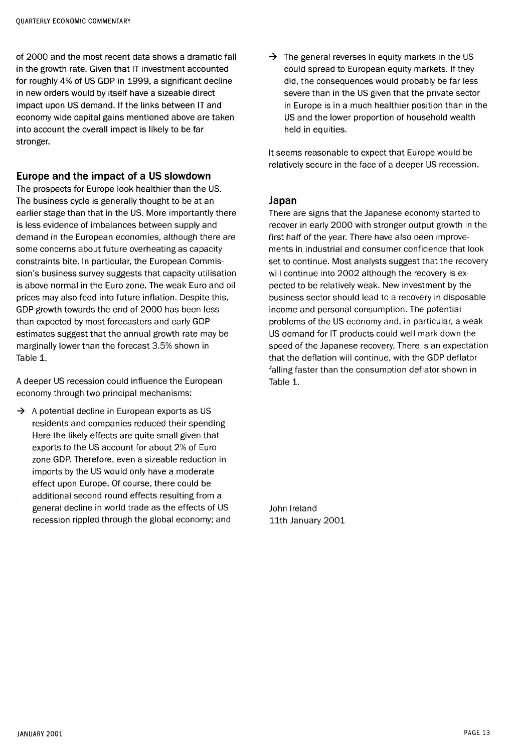of 2000 and the most recent data shows a dramatic fall in the growth rate. Given that IT investment accounted for roughly 4% of US GDP in 1999, a significant decline in new orders would by itself have a sizeable direct impact upon US demand. If the links between IT and economy wide capital gains mentioned above are taken into account the overall impact is likely to be far stronger.

## Europe and the impact of a US slowdown

The prospects for Europe look healthier than the US. The business cycle is generally thought to be at an earlier stage than that in the US. More importantly there is less evidence of imbalances between supply and demand in the European economies, although there are some concerns about future overheating as capacity constraints bite. In particular, the European Commission's business survey suggests that capacity utilisation is above normal in the Euro zone. The weak Euro and oil prices may also feed into future inflation. Despite this, GDP growth towards the end of 2000 has been less than expected by most forecasters and early GDP estimates suggest that the annual growth rate may be marginally lower than the forecast 3.5% shown in Table 1.

A deeper US recession could influence the European economy through two principal mechanisms:

→ A potential decline in European exports as US residents and companies reduced their spending Here the likely effects are quite small given that exports to the US account for about 2% of Euro zone GDP. Therefore, even a sizeable reduction in imports by the US would only have a moderate effect upon Europe. Of course, there could be additional second round effects resulting from a general decline in world trade as the effects of US recession rippled through the global economy; and

→ The general reverses in equity markets in the US could spread to European equity markets. If they did, the consequences would probably be far less severe than in the US given that the private sector in Europe is in a much healthier position than in the US and the lower proportion of household wealth held in equities.

It seems reasonable to expect that Europe would be relatively secure in the face of a deeper US recession.

## Japan

There are signs that the Japanese economy started to recover in early 2000 with stronger output growth in the first half of the year. There have also been improvements in industrial and consumer confidence that look set to continue. Most analysts suggest that the recovery will continue into 2002 although the recovery is expected to be relatively weak. New investment by the business sector should lead to a recovery in disposable income and personal consumption. The potential problems of the US economy and, in particular, a weak US demand for IT products could well mark down the speed of the Japanese recovery. There is an expectation that the deflation will continue, with the GDP deflator falling faster than the consumption deflator shown in Table 1.

John Ireland
11th January 2001